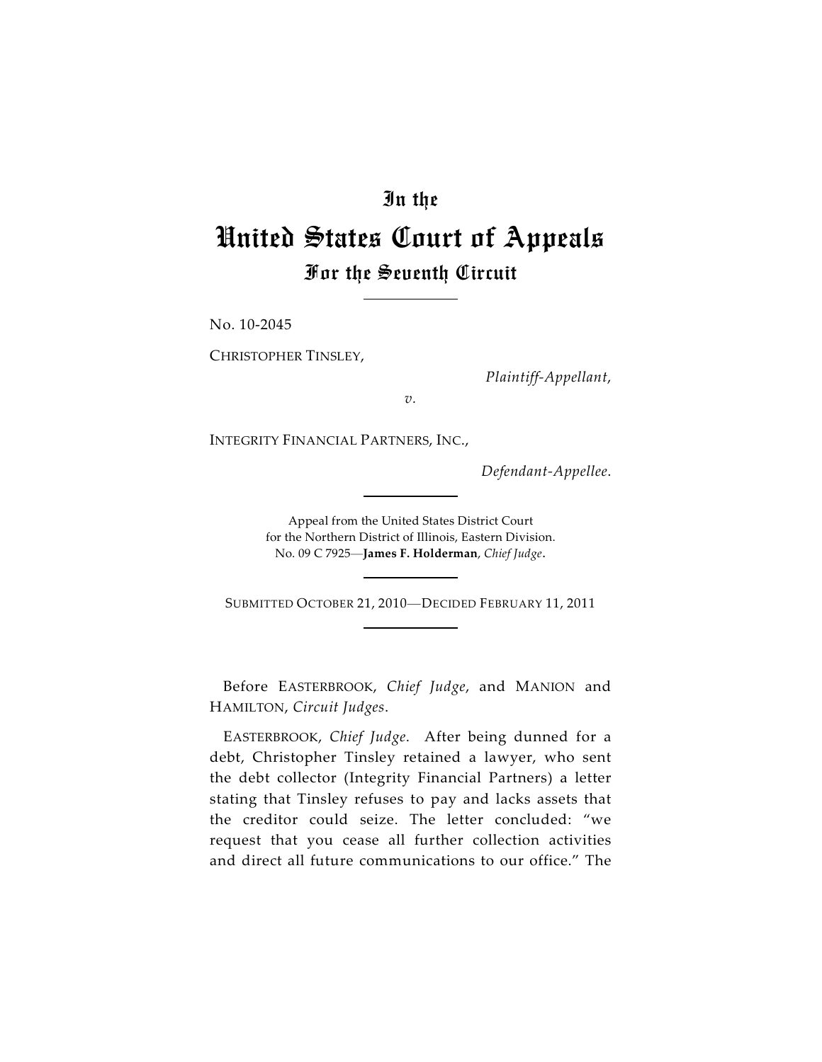# In the
# United States Court of Appeals
## For the Seventh Circuit

---

No. 10-2045

CHRISTOPHER TINSLEY,

*Plaintiff-Appellant,*

*v.*

INTEGRITY FINANCIAL PARTNERS, INC.,

*Defendant-Appellee.*

---

Appeal from the United States District Court
for the Northern District of Illinois, Eastern Division.
No. 09 C 7925—**James F. Holderman**, *Chief Judge*.

---

SUBMITTED OCTOBER 21, 2010—DECIDED FEBRUARY 11, 2011

---

Before EASTERBROOK, *Chief Judge*, and MANION and HAMILTON, *Circuit Judges*.

EASTERBROOK, *Chief Judge*. After being dunned for a debt, Christopher Tinsley retained a lawyer, who sent the debt collector (Integrity Financial Partners) a letter stating that Tinsley refuses to pay and lacks assets that the creditor could seize. The letter concluded: "we request that you cease all further collection activities and direct all future communications to our office." The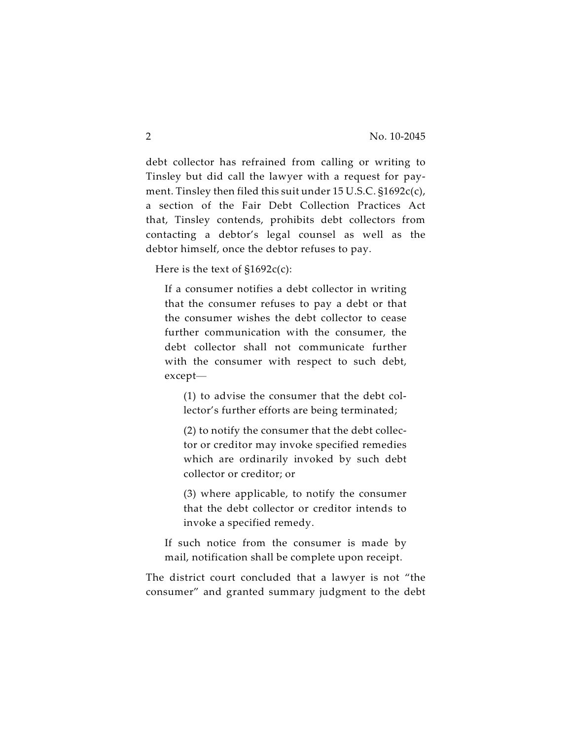debt collector has refrained from calling or writing to Tinsley but did call the lawyer with a request for payment. Tinsley then filed this suit under 15 U.S.C. §1692c(c), a section of the Fair Debt Collection Practices Act that, Tinsley contends, prohibits debt collectors from contacting a debtor's legal counsel as well as the debtor himself, once the debtor refuses to pay.

Here is the text of §1692c(c):

> If a consumer notifies a debt collector in writing that the consumer refuses to pay a debt or that the consumer wishes the debt collector to cease further communication with the consumer, the debt collector shall not communicate further with the consumer with respect to such debt, except—
>
> > (1) to advise the consumer that the debt collector's further efforts are being terminated;
> >
> > (2) to notify the consumer that the debt collector or creditor may invoke specified remedies which are ordinarily invoked by such debt collector or creditor; or
> >
> > (3) where applicable, to notify the consumer that the debt collector or creditor intends to invoke a specified remedy.
>
> If such notice from the consumer is made by mail, notification shall be complete upon receipt.

The district court concluded that a lawyer is not "the consumer" and granted summary judgment to the debt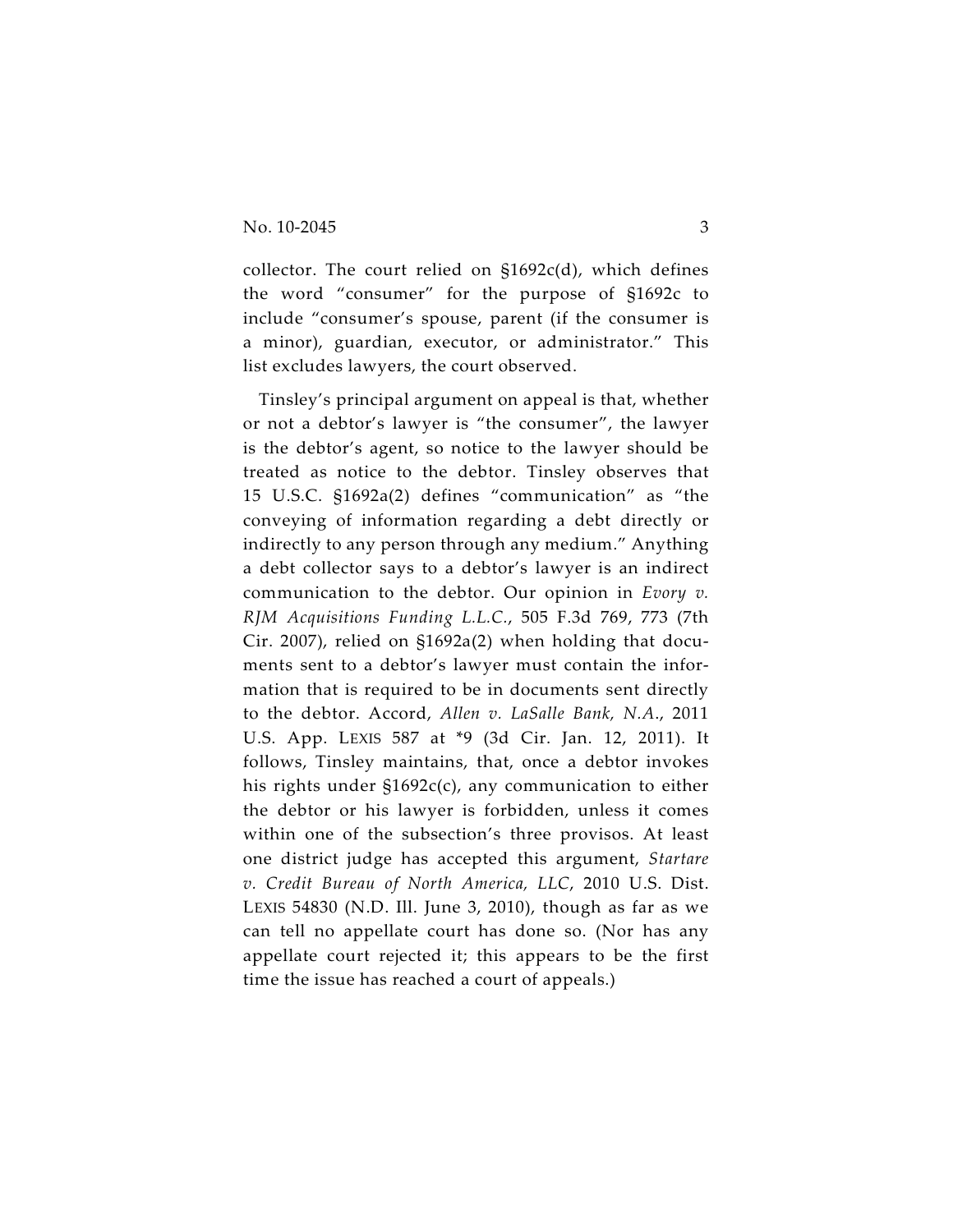collector. The court relied on §1692c(d), which defines the word "consumer" for the purpose of §1692c to include "consumer's spouse, parent (if the consumer is a minor), guardian, executor, or administrator." This list excludes lawyers, the court observed.

Tinsley's principal argument on appeal is that, whether or not a debtor's lawyer is "the consumer", the lawyer is the debtor's agent, so notice to the lawyer should be treated as notice to the debtor. Tinsley observes that 15 U.S.C. §1692a(2) defines "communication" as "the conveying of information regarding a debt directly or indirectly to any person through any medium." Anything a debt collector says to a debtor's lawyer is an indirect communication to the debtor. Our opinion in *Evory v. RJM Acquisitions Funding L.L.C.*, 505 F.3d 769, 773 (7th Cir. 2007), relied on §1692a(2) when holding that documents sent to a debtor's lawyer must contain the information that is required to be in documents sent directly to the debtor. Accord, *Allen v. LaSalle Bank, N.A.*, 2011 U.S. App. LEXIS 587 at *9 (3d Cir. Jan. 12, 2011). It follows, Tinsley maintains, that, once a debtor invokes his rights under §1692c(c), any communication to either the debtor or his lawyer is forbidden, unless it comes within one of the subsection's three provisos. At least one district judge has accepted this argument, *Startare v. Credit Bureau of North America, LLC*, 2010 U.S. Dist. LEXIS 54830 (N.D. Ill. June 3, 2010), though as far as we can tell no appellate court has done so. (Nor has any appellate court rejected it; this appears to be the first time the issue has reached a court of appeals.)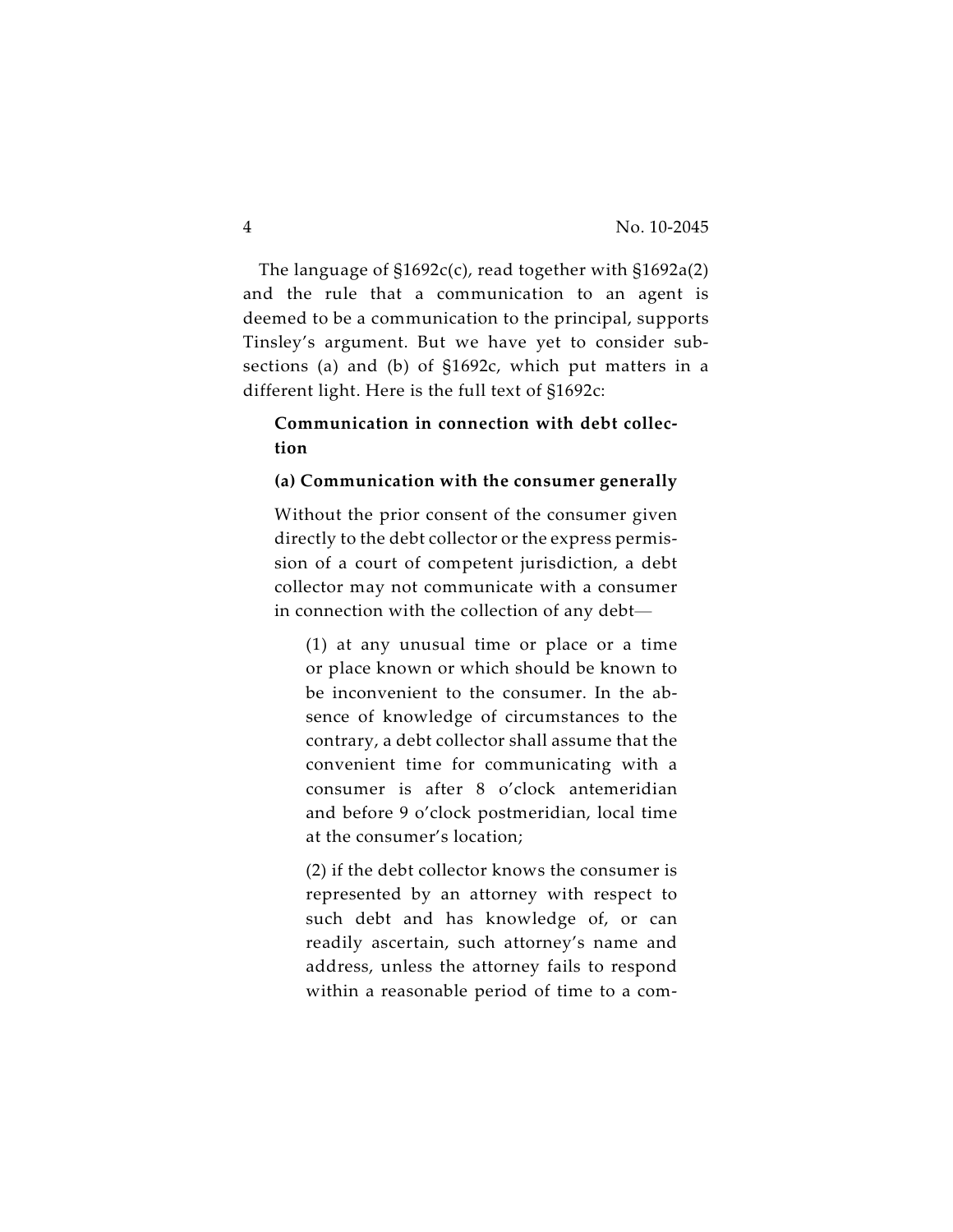The language of §1692c(c), read together with §1692a(2) and the rule that a communication to an agent is deemed to be a communication to the principal, supports Tinsley's argument. But we have yet to consider subsections (a) and (b) of §1692c, which put matters in a different light. Here is the full text of §1692c:

> **Communication in connection with debt collection**
>
> **(a) Communication with the consumer generally**
>
> Without the prior consent of the consumer given directly to the debt collector or the express permission of a court of competent jurisdiction, a debt collector may not communicate with a consumer in connection with the collection of any debt—
>
> > (1) at any unusual time or place or a time or place known or which should be known to be inconvenient to the consumer. In the absence of knowledge of circumstances to the contrary, a debt collector shall assume that the convenient time for communicating with a consumer is after 8 o'clock antemeridian and before 9 o'clock postmeridian, local time at the consumer's location;
> >
> > (2) if the debt collector knows the consumer is represented by an attorney with respect to such debt and has knowledge of, or can readily ascertain, such attorney's name and address, unless the attorney fails to respond within a reasonable period of time to a com-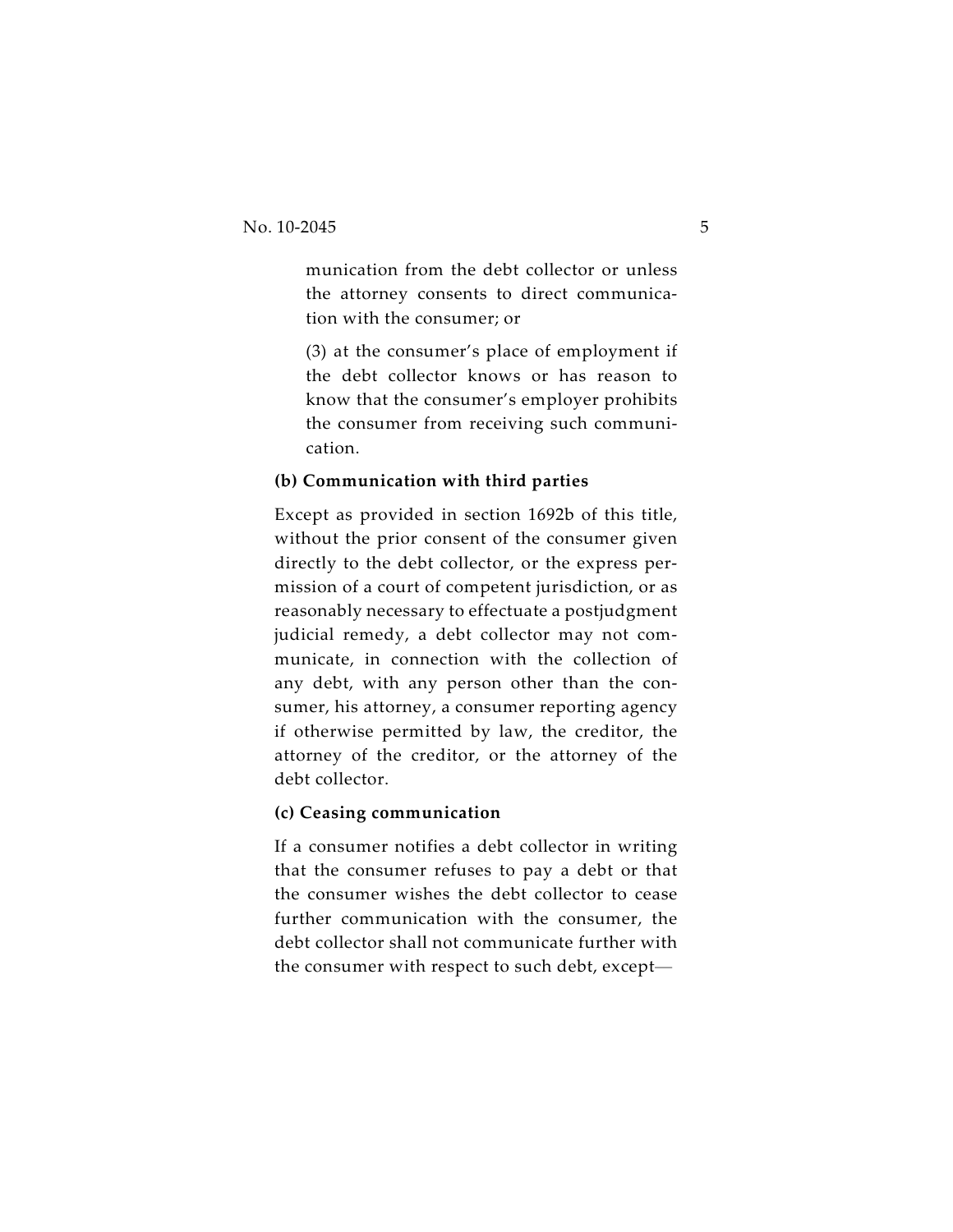munication from the debt collector or unless the attorney consents to direct communication with the consumer; or

(3) at the consumer's place of employment if the debt collector knows or has reason to know that the consumer's employer prohibits the consumer from receiving such communication.

**(b) Communication with third parties**

Except as provided in section 1692b of this title, without the prior consent of the consumer given directly to the debt collector, or the express permission of a court of competent jurisdiction, or as reasonably necessary to effectuate a postjudgment judicial remedy, a debt collector may not communicate, in connection with the collection of any debt, with any person other than the consumer, his attorney, a consumer reporting agency if otherwise permitted by law, the creditor, the attorney of the creditor, or the attorney of the debt collector.

**(c) Ceasing communication**

If a consumer notifies a debt collector in writing that the consumer refuses to pay a debt or that the consumer wishes the debt collector to cease further communication with the consumer, the debt collector shall not communicate further with the consumer with respect to such debt, except—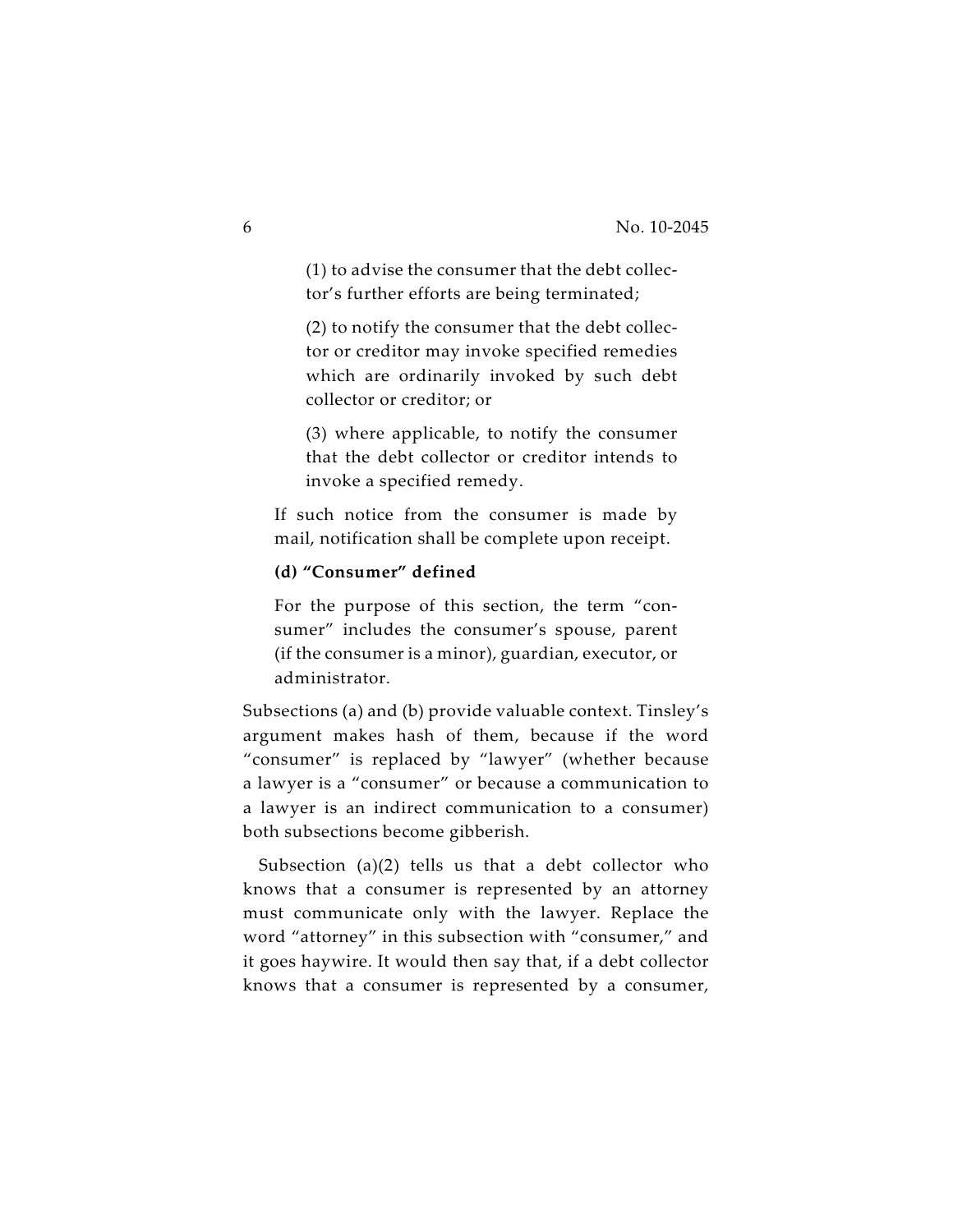> (1) to advise the consumer that the debt collector's further efforts are being terminated;
>
> (2) to notify the consumer that the debt collector or creditor may invoke specified remedies which are ordinarily invoked by such debt collector or creditor; or
>
> (3) where applicable, to notify the consumer that the debt collector or creditor intends to invoke a specified remedy.
>
> If such notice from the consumer is made by mail, notification shall be complete upon receipt.
>
> **(d) "Consumer" defined**
>
> For the purpose of this section, the term "consumer" includes the consumer's spouse, parent (if the consumer is a minor), guardian, executor, or administrator.

Subsections (a) and (b) provide valuable context. Tinsley's argument makes hash of them, because if the word "consumer" is replaced by "lawyer" (whether because a lawyer is a "consumer" or because a communication to a lawyer is an indirect communication to a consumer) both subsections become gibberish.

Subsection (a)(2) tells us that a debt collector who knows that a consumer is represented by an attorney must communicate only with the lawyer. Replace the word "attorney" in this subsection with "consumer," and it goes haywire. It would then say that, if a debt collector knows that a consumer is represented by a consumer,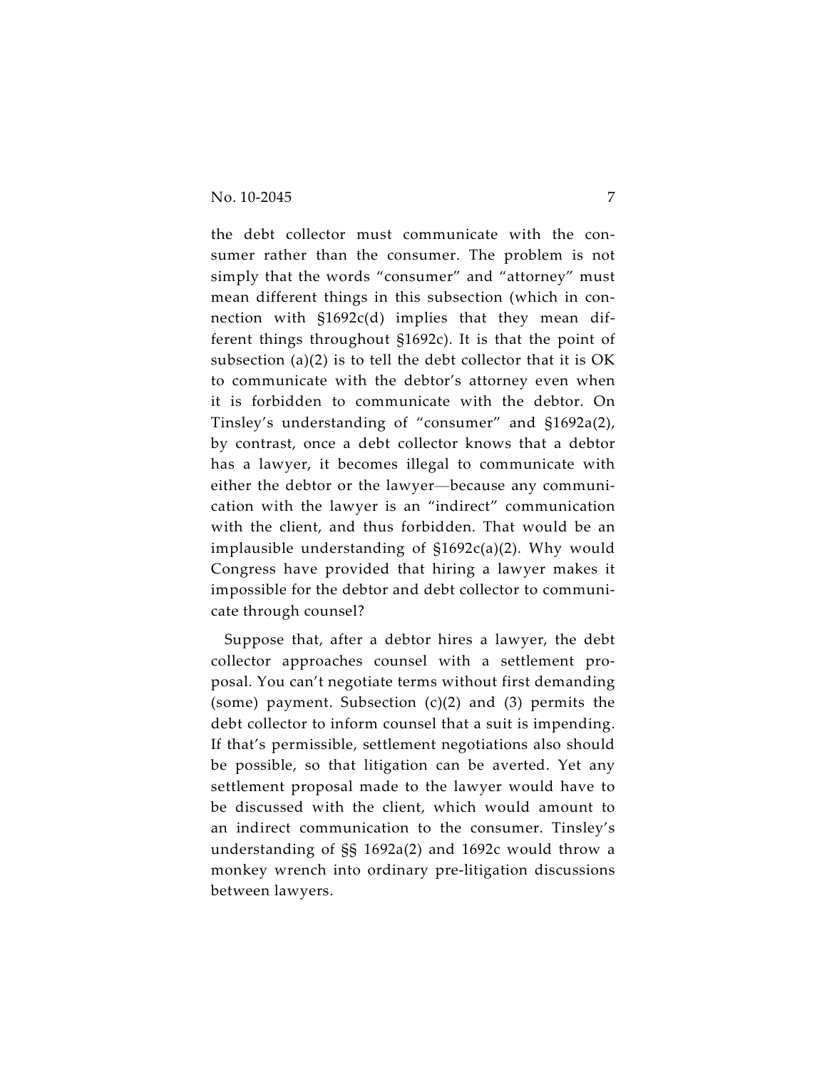the debt collector must communicate with the consumer rather than the consumer. The problem is not simply that the words "consumer" and "attorney" must mean different things in this subsection (which in connection with §1692c(d) implies that they mean different things throughout §1692c). It is that the point of subsection (a)(2) is to tell the debt collector that it is OK to communicate with the debtor's attorney even when it is forbidden to communicate with the debtor. On Tinsley's understanding of "consumer" and §1692a(2), by contrast, once a debt collector knows that a debtor has a lawyer, it becomes illegal to communicate with either the debtor or the lawyer—because any communication with the lawyer is an "indirect" communication with the client, and thus forbidden. That would be an implausible understanding of §1692c(a)(2). Why would Congress have provided that hiring a lawyer makes it impossible for the debtor and debt collector to communicate through counsel?

Suppose that, after a debtor hires a lawyer, the debt collector approaches counsel with a settlement proposal. You can't negotiate terms without first demanding (some) payment. Subsection (c)(2) and (3) permits the debt collector to inform counsel that a suit is impending. If that's permissible, settlement negotiations also should be possible, so that litigation can be averted. Yet any settlement proposal made to the lawyer would have to be discussed with the client, which would amount to an indirect communication to the consumer. Tinsley's understanding of §§ 1692a(2) and 1692c would throw a monkey wrench into ordinary pre-litigation discussions between lawyers.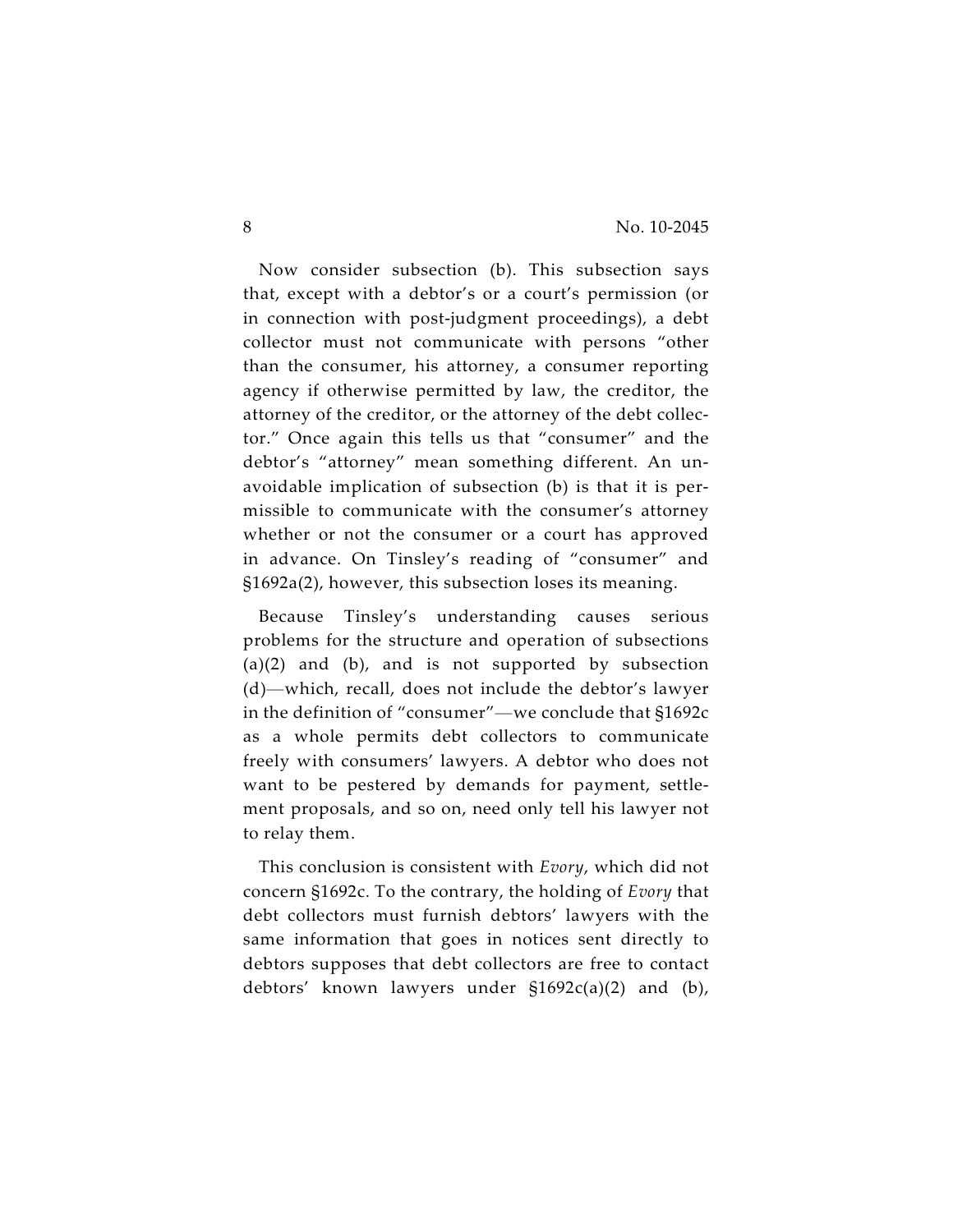Now consider subsection (b). This subsection says that, except with a debtor's or a court's permission (or in connection with post-judgment proceedings), a debt collector must not communicate with persons "other than the consumer, his attorney, a consumer reporting agency if otherwise permitted by law, the creditor, the attorney of the creditor, or the attorney of the debt collector." Once again this tells us that "consumer" and the debtor's "attorney" mean something different. An unavoidable implication of subsection (b) is that it is permissible to communicate with the consumer's attorney whether or not the consumer or a court has approved in advance. On Tinsley's reading of "consumer" and §1692a(2), however, this subsection loses its meaning.

Because Tinsley's understanding causes serious problems for the structure and operation of subsections (a)(2) and (b), and is not supported by subsection (d)—which, recall, does not include the debtor's lawyer in the definition of "consumer"—we conclude that §1692c as a whole permits debt collectors to communicate freely with consumers' lawyers. A debtor who does not want to be pestered by demands for payment, settlement proposals, and so on, need only tell his lawyer not to relay them.

This conclusion is consistent with *Evory*, which did not concern §1692c. To the contrary, the holding of *Evory* that debt collectors must furnish debtors' lawyers with the same information that goes in notices sent directly to debtors supposes that debt collectors are free to contact debtors' known lawyers under §1692c(a)(2) and (b),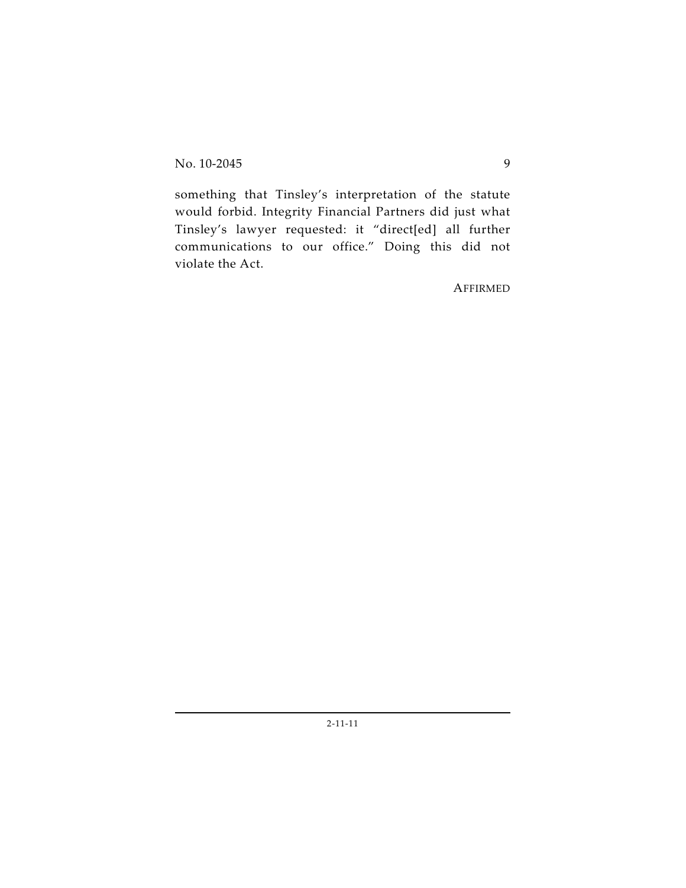something that Tinsley's interpretation of the statute would forbid. Integrity Financial Partners did just what Tinsley's lawyer requested: it "direct[ed] all further communications to our office." Doing this did not violate the Act.

AFFIRMED

2-11-11